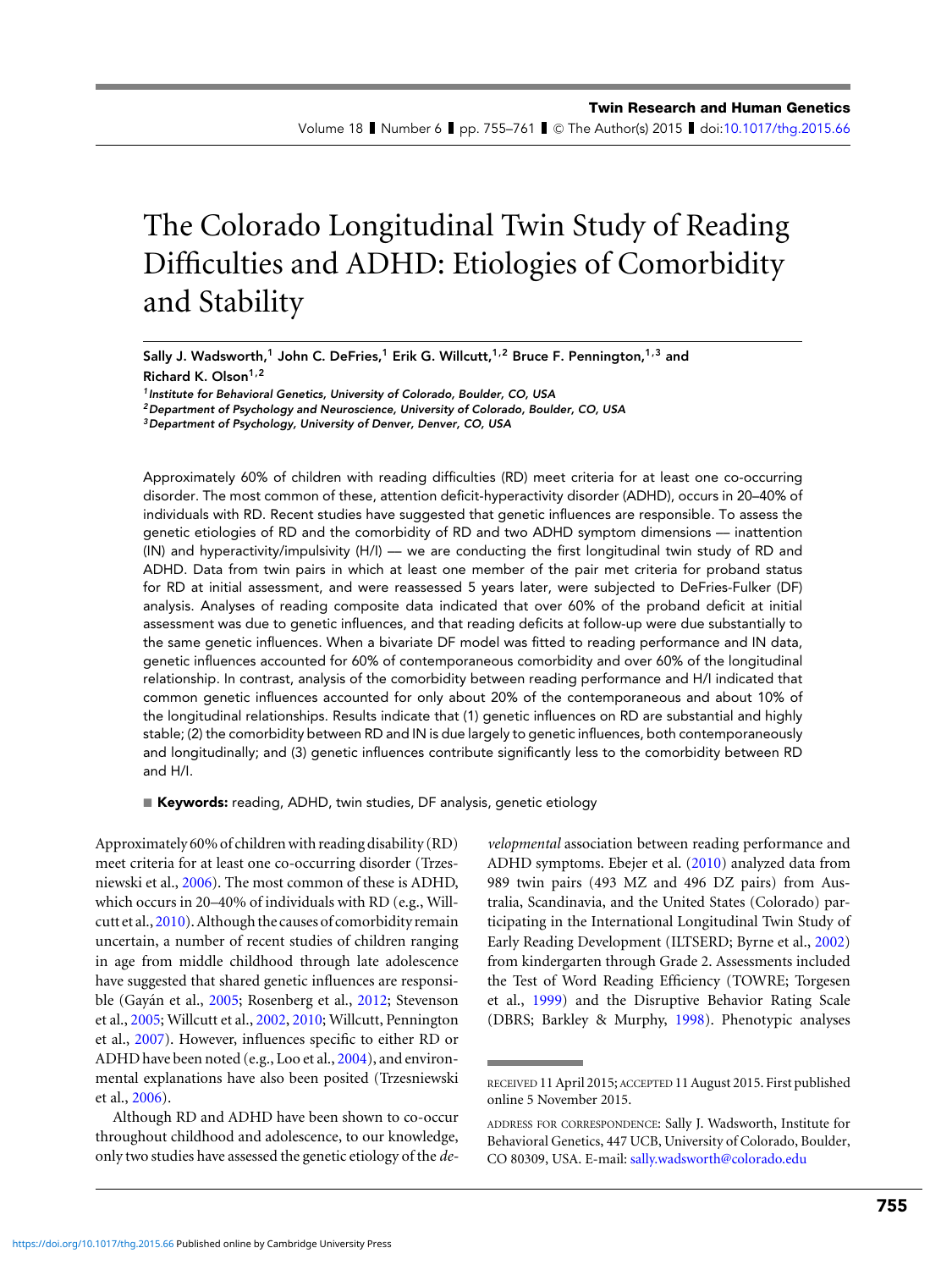# The Colorado Longitudinal Twin Study of Reading Difficulties and ADHD: Etiologies of Comorbidity and Stability

**Sally J. Wadsworth,[1] John C. DeFries,[1] Erik G. Willcutt,[1,2] Bruce F. Pennington,[1,3] and Richard K. Olson[1,2]**

*[1] Institute for Behavioral Genetics, University of Colorado, Boulder, CO, USA*
*[2] Department of Psychology and Neuroscience, University of Colorado, Boulder, CO, USA*
*[3] Department of Psychology, University of Denver, Denver, CO, USA*

Approximately 60% of children with reading difficulties (RD) meet criteria for at least one co-occurring disorder. The most common of these, attention deficit-hyperactivity disorder (ADHD), occurs in 20–40% of individuals with RD. Recent studies have suggested that genetic influences are responsible. To assess the genetic etiologies of RD and the comorbidity of RD and two ADHD symptom dimensions — inattention (IN) and hyperactivity/impulsivity (H/I) — we are conducting the first longitudinal twin study of RD and ADHD. Data from twin pairs in which at least one member of the pair met criteria for proband status for RD at initial assessment, and were reassessed 5 years later, were subjected to DeFries-Fulker (DF) analysis. Analyses of reading composite data indicated that over 60% of the proband deficit at initial assessment was due to genetic influences, and that reading deficits at follow-up were due substantially to the same genetic influences. When a bivariate DF model was fitted to reading performance and IN data, genetic influences accounted for 60% of contemporaneous comorbidity and over 60% of the longitudinal relationship. In contrast, analysis of the comorbidity between reading performance and H/I indicated that common genetic influences accounted for only about 20% of the contemporaneous and about 10% of the longitudinal relationships. Results indicate that (1) genetic influences on RD are substantial and highly stable; (2) the comorbidity between RD and IN is due largely to genetic influences, both contemporaneously and longitudinally; and (3) genetic influences contribute significantly less to the comorbidity between RD and H/I.

■ **Keywords:** reading, ADHD, twin studies, DF analysis, genetic etiology

Approximately 60% of children with reading disability (RD) meet criteria for at least one co-occurring disorder (Trzesniewski et al., 2006). The most common of these is ADHD, which occurs in 20–40% of individuals with RD (e.g., Willcutt et al., 2010). Although the causes of comorbidity remain uncertain, a number of recent studies of children ranging in age from middle childhood through late adolescence have suggested that shared genetic influences are responsible (Gayán et al., 2005; Rosenberg et al., 2012; Stevenson et al., 2005; Willcutt et al., 2002, 2010; Willcutt, Pennington et al., 2007). However, influences specific to either RD or ADHD have been noted (e.g., Loo et al., 2004), and environmental explanations have also been posited (Trzesniewski et al., 2006).

Although RD and ADHD have been shown to co-occur throughout childhood and adolescence, to our knowledge, only two studies have assessed the genetic etiology of the *developmental* association between reading performance and ADHD symptoms. Ebejer et al. (2010) analyzed data from 989 twin pairs (493 MZ and 496 DZ pairs) from Australia, Scandinavia, and the United States (Colorado) participating in the International Longitudinal Twin Study of Early Reading Development (ILTSERD; Byrne et al., 2002) from kindergarten through Grade 2. Assessments included the Test of Word Reading Efficiency (TOWRE; Torgesen et al., 1999) and the Disruptive Behavior Rating Scale (DBRS; Barkley & Murphy, 1998). Phenotypic analyses

RECEIVED 11 April 2015; ACCEPTED 11 August 2015. First published online 5 November 2015.

ADDRESS FOR CORRESPONDENCE: Sally J. Wadsworth, Institute for Behavioral Genetics, 447 UCB, University of Colorado, Boulder, CO 80309, USA. E-mail: sally.wadsworth@colorado.edu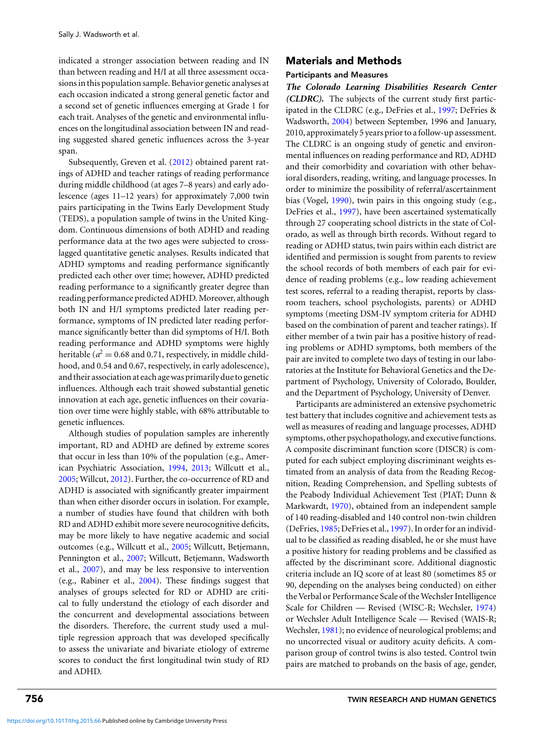indicated a stronger association between reading and IN than between reading and H/I at all three assessment occasions in this population sample. Behavior genetic analyses at each occasion indicated a strong general genetic factor and a second set of genetic influences emerging at Grade 1 for each trait. Analyses of the genetic and environmental influences on the longitudinal association between IN and reading suggested shared genetic influences across the 3-year span.

Subsequently, Greven et al. (2012) obtained parent ratings of ADHD and teacher ratings of reading performance during middle childhood (at ages 7–8 years) and early adolescence (ages 11–12 years) for approximately 7,000 twin pairs participating in the Twins Early Development Study (TEDS), a population sample of twins in the United Kingdom. Continuous dimensions of both ADHD and reading performance data at the two ages were subjected to cross-lagged quantitative genetic analyses. Results indicated that ADHD symptoms and reading performance significantly predicted each other over time; however, ADHD predicted reading performance to a significantly greater degree than reading performance predicted ADHD. Moreover, although both IN and H/I symptoms predicted later reading performance, symptoms of IN predicted later reading performance significantly better than did symptoms of H/I. Both reading performance and ADHD symptoms were highly heritable ($a^2 = 0.68$ and 0.71, respectively, in middle childhood, and 0.54 and 0.67, respectively, in early adolescence), and their association at each age was primarily due to genetic influences. Although each trait showed substantial genetic innovation at each age, genetic influences on their covariation over time were highly stable, with 68% attributable to genetic influences.

Although studies of population samples are inherently important, RD and ADHD are defined by extreme scores that occur in less than 10% of the population (e.g., American Psychiatric Association, 1994, 2013; Willcutt et al., 2005; Willcut, 2012). Further, the co-occurrence of RD and ADHD is associated with significantly greater impairment than when either disorder occurs in isolation. For example, a number of studies have found that children with both RD and ADHD exhibit more severe neurocognitive deficits, may be more likely to have negative academic and social outcomes (e.g., Willcutt et al., 2005; Willcutt, Betjemann, Pennington et al., 2007; Willcutt, Betjemann, Wadsworth et al., 2007), and may be less responsive to intervention (e.g., Rabiner et al., 2004). These findings suggest that analyses of groups selected for RD or ADHD are critical to fully understand the etiology of each disorder and the concurrent and developmental associations between the disorders. Therefore, the current study used a multiple regression approach that was developed specifically to assess the univariate and bivariate etiology of extreme scores to conduct the first longitudinal twin study of RD and ADHD.

## Materials and Methods

### Participants and Measures

***The Colorado Learning Disabilities Research Center (CLDRC).*** The subjects of the current study first participated in the CLDRC (e.g., DeFries et al., 1997; DeFries & Wadsworth, 2004) between September, 1996 and January, 2010, approximately 5 years prior to a follow-up assessment. The CLDRC is an ongoing study of genetic and environmental influences on reading performance and RD, ADHD and their comorbidity and covariation with other behavioral disorders, reading, writing, and language processes. In order to minimize the possibility of referral/ascertainment bias (Vogel, 1990), twin pairs in this ongoing study (e.g., DeFries et al., 1997), have been ascertained systematically through 27 cooperating school districts in the state of Colorado, as well as through birth records. Without regard to reading or ADHD status, twin pairs within each district are identified and permission is sought from parents to review the school records of both members of each pair for evidence of reading problems (e.g., low reading achievement test scores, referral to a reading therapist, reports by classroom teachers, school psychologists, parents) or ADHD symptoms (meeting DSM-IV symptom criteria for ADHD based on the combination of parent and teacher ratings). If either member of a twin pair has a positive history of reading problems or ADHD symptoms, both members of the pair are invited to complete two days of testing in our laboratories at the Institute for Behavioral Genetics and the Department of Psychology, University of Colorado, Boulder, and the Department of Psychology, University of Denver.

Participants are administered an extensive psychometric test battery that includes cognitive and achievement tests as well as measures of reading and language processes, ADHD symptoms, other psychopathology, and executive functions. A composite discriminant function score (DISCR) is computed for each subject employing discriminant weights estimated from an analysis of data from the Reading Recognition, Reading Comprehension, and Spelling subtests of the Peabody Individual Achievement Test (PIAT; Dunn & Markwardt, 1970), obtained from an independent sample of 140 reading-disabled and 140 control non-twin children (DeFries, 1985; DeFries et al., 1997). In order for an individual to be classified as reading disabled, he or she must have a positive history for reading problems and be classified as affected by the discriminant score. Additional diagnostic criteria include an IQ score of at least 80 (sometimes 85 or 90, depending on the analyses being conducted) on either the Verbal or Performance Scale of the Wechsler Intelligence Scale for Children — Revised (WISC-R; Wechsler, 1974) or Wechsler Adult Intelligence Scale — Revised (WAIS-R; Wechsler, 1981); no evidence of neurological problems; and no uncorrected visual or auditory acuity deficits. A comparison group of control twins is also tested. Control twin pairs are matched to probands on the basis of age, gender,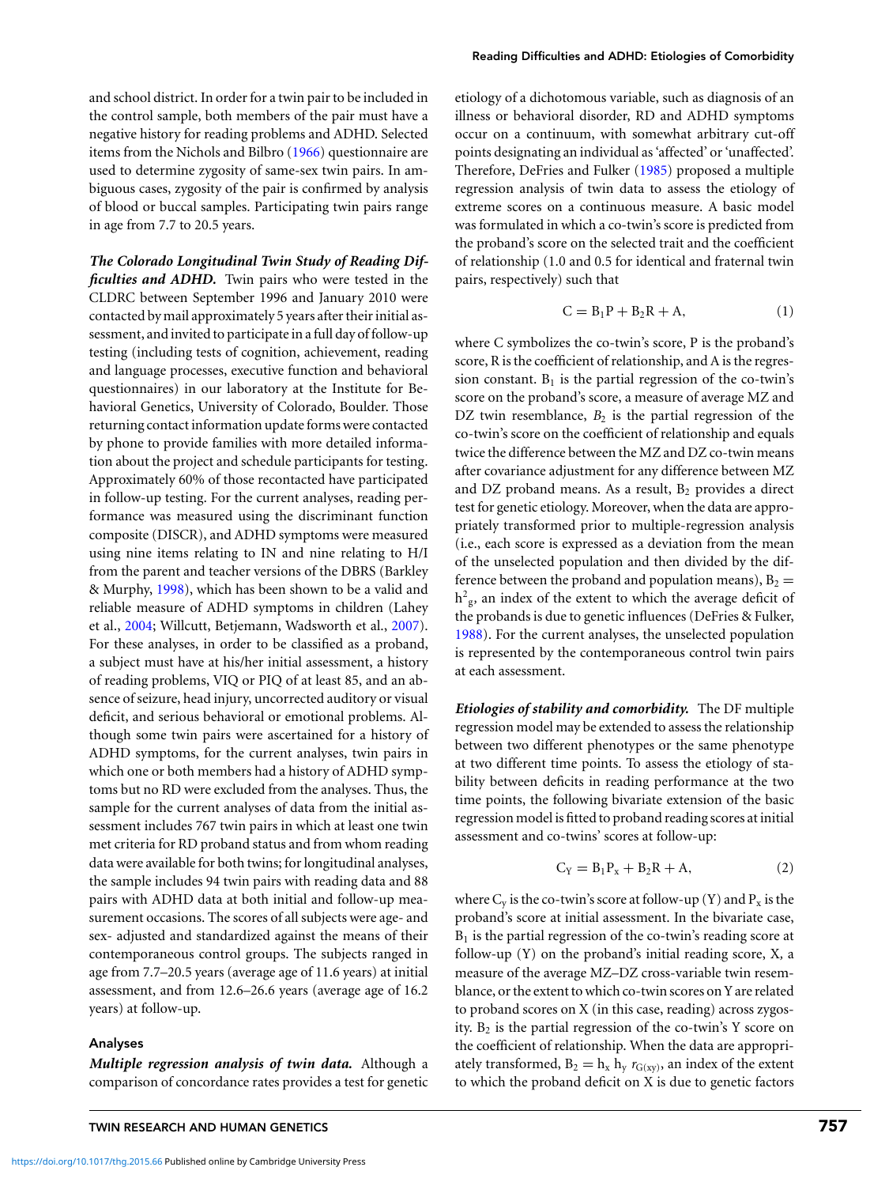and school district. In order for a twin pair to be included in the control sample, both members of the pair must have a negative history for reading problems and ADHD. Selected items from the Nichols and Bilbro (1966) questionnaire are used to determine zygosity of same-sex twin pairs. In ambiguous cases, zygosity of the pair is confirmed by analysis of blood or buccal samples. Participating twin pairs range in age from 7.7 to 20.5 years.

***The Colorado Longitudinal Twin Study of Reading Difficulties and ADHD.*** Twin pairs who were tested in the CLDRC between September 1996 and January 2010 were contacted by mail approximately 5 years after their initial assessment, and invited to participate in a full day of follow-up testing (including tests of cognition, achievement, reading and language processes, executive function and behavioral questionnaires) in our laboratory at the Institute for Behavioral Genetics, University of Colorado, Boulder. Those returning contact information update forms were contacted by phone to provide families with more detailed information about the project and schedule participants for testing. Approximately 60% of those recontacted have participated in follow-up testing. For the current analyses, reading performance was measured using the discriminant function composite (DISCR), and ADHD symptoms were measured using nine items relating to IN and nine relating to H/I from the parent and teacher versions of the DBRS (Barkley & Murphy, 1998), which has been shown to be a valid and reliable measure of ADHD symptoms in children (Lahey et al., 2004; Willcutt, Betjemann, Wadsworth et al., 2007). For these analyses, in order to be classified as a proband, a subject must have at his/her initial assessment, a history of reading problems, VIQ or PIQ of at least 85, and an absence of seizure, head injury, uncorrected auditory or visual deficit, and serious behavioral or emotional problems. Although some twin pairs were ascertained for a history of ADHD symptoms, for the current analyses, twin pairs in which one or both members had a history of ADHD symptoms but no RD were excluded from the analyses. Thus, the sample for the current analyses of data from the initial assessment includes 767 twin pairs in which at least one twin met criteria for RD proband status and from whom reading data were available for both twins; for longitudinal analyses, the sample includes 94 twin pairs with reading data and 88 pairs with ADHD data at both initial and follow-up measurement occasions. The scores of all subjects were age- and sex- adjusted and standardized against the means of their contemporaneous control groups. The subjects ranged in age from 7.7–20.5 years (average age of 11.6 years) at initial assessment, and from 12.6–26.6 years (average age of 16.2 years) at follow-up.

### Analyses

***Multiple regression analysis of twin data.*** Although a comparison of concordance rates provides a test for genetic etiology of a dichotomous variable, such as diagnosis of an illness or behavioral disorder, RD and ADHD symptoms occur on a continuum, with somewhat arbitrary cut-off points designating an individual as 'affected' or 'unaffected'. Therefore, DeFries and Fulker (1985) proposed a multiple regression analysis of twin data to assess the etiology of extreme scores on a continuous measure. A basic model was formulated in which a co-twin's score is predicted from the proband's score on the selected trait and the coefficient of relationship (1.0 and 0.5 for identical and fraternal twin pairs, respectively) such that

$$C = B_1P + B_2R + A, \tag{1}$$

where C symbolizes the co-twin's score, P is the proband's score, R is the coefficient of relationship, and A is the regression constant. $B_1$ is the partial regression of the co-twin's score on the proband's score, a measure of average MZ and DZ twin resemblance, $B_2$ is the partial regression of the co-twin's score on the coefficient of relationship and equals twice the difference between the MZ and DZ co-twin means after covariance adjustment for any difference between MZ and DZ proband means. As a result, $B_2$ provides a direct test for genetic etiology. Moreover, when the data are appropriately transformed prior to multiple-regression analysis (i.e., each score is expressed as a deviation from the mean of the unselected population and then divided by the difference between the proband and population means), $B_2 = h^2_g$, an index of the extent to which the average deficit of the probands is due to genetic influences (DeFries & Fulker, 1988). For the current analyses, the unselected population is represented by the contemporaneous control twin pairs at each assessment.

***Etiologies of stability and comorbidity.*** The DF multiple regression model may be extended to assess the relationship between two different phenotypes or the same phenotype at two different time points. To assess the etiology of stability between deficits in reading performance at the two time points, the following bivariate extension of the basic regression model is fitted to proband reading scores at initial assessment and co-twins' scores at follow-up:

$$C_Y = B_1P_x + B_2R + A, \tag{2}$$

where $C_y$ is the co-twin's score at follow-up (Y) and $P_x$ is the proband's score at initial assessment. In the bivariate case, $B_1$ is the partial regression of the co-twin's reading score at follow-up (Y) on the proband's initial reading score, X, a measure of the average MZ–DZ cross-variable twin resemblance, or the extent to which co-twin scores on Y are related to proband scores on X (in this case, reading) across zygosity. $B_2$ is the partial regression of the co-twin's Y score on the coefficient of relationship. When the data are appropriately transformed, $B_2 = h_x\, h_y\, r_{G(xy)}$, an index of the extent to which the proband deficit on X is due to genetic factors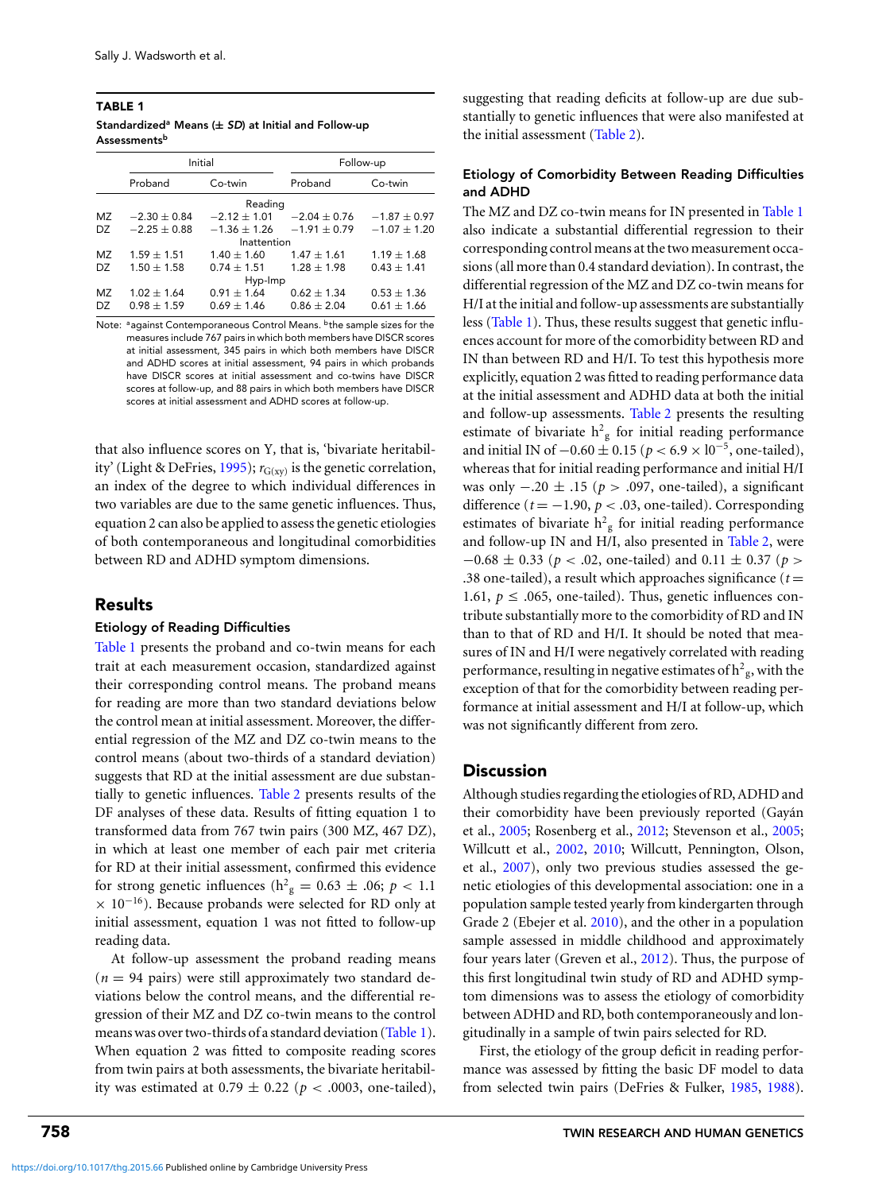**TABLE 1**
**Standardized[a] Means (± *SD*) at Initial and Follow-up Assessments[b]**

| | Initial | | Follow-up | |
|---|---|---|---|---|
| | Proband | Co-twin | Proband | Co-twin |
| | | Reading | | |
| MZ | −2.30 ± 0.84 | −2.12 ± 1.01 | −2.04 ± 0.76 | −1.87 ± 0.97 |
| DZ | −2.25 ± 0.88 | −1.36 ± 1.26 | −1.91 ± 0.79 | −1.07 ± 1.20 |
| | | Inattention | | |
| MZ | 1.59 ± 1.51 | 1.40 ± 1.60 | 1.47 ± 1.61 | 1.19 ± 1.68 |
| DZ | 1.50 ± 1.58 | 0.74 ± 1.51 | 1.28 ± 1.98 | 0.43 ± 1.41 |
| | | Hyp-Imp | | |
| MZ | 1.02 ± 1.64 | 0.91 ± 1.64 | 0.62 ± 1.34 | 0.53 ± 1.36 |
| DZ | 0.98 ± 1.59 | 0.69 ± 1.46 | 0.86 ± 2.04 | 0.61 ± 1.66 |

Note: [a]against Contemporaneous Control Means. [b]the sample sizes for the measures include 767 pairs in which both members have DISCR scores at initial assessment, 345 pairs in which both members have DISCR and ADHD scores at initial assessment, 94 pairs in which probands have DISCR scores at initial assessment and co-twins have DISCR scores at follow-up, and 88 pairs in which both members have DISCR scores at initial assessment and ADHD scores at follow-up.

that also influence scores on Y, that is, 'bivariate heritability' (Light & DeFries, 1995); $r_{G(xy)}$ is the genetic correlation, an index of the degree to which individual differences in two variables are due to the same genetic influences. Thus, equation 2 can also be applied to assess the genetic etiologies of both contemporaneous and longitudinal comorbidities between RD and ADHD symptom dimensions.

## Results

### Etiology of Reading Difficulties

Table 1 presents the proband and co-twin means for each trait at each measurement occasion, standardized against their corresponding control means. The proband means for reading are more than two standard deviations below the control mean at initial assessment. Moreover, the differential regression of the MZ and DZ co-twin means to the control means (about two-thirds of a standard deviation) suggests that RD at the initial assessment are due substantially to genetic influences. Table 2 presents results of the DF analyses of these data. Results of fitting equation 1 to transformed data from 767 twin pairs (300 MZ, 467 DZ), in which at least one member of each pair met criteria for RD at their initial assessment, confirmed this evidence for strong genetic influences ($h^2_g = 0.63 \pm .06$; $p < 1.1 \times 10^{-16}$). Because probands were selected for RD only at initial assessment, equation 1 was not fitted to follow-up reading data.

At follow-up assessment the proband reading means ($n = 94$ pairs) were still approximately two standard deviations below the control means, and the differential regression of their MZ and DZ co-twin means to the control means was over two-thirds of a standard deviation (Table 1). When equation 2 was fitted to composite reading scores from twin pairs at both assessments, the bivariate heritability was estimated at $0.79 \pm 0.22$ ($p < .0003$, one-tailed), suggesting that reading deficits at follow-up are due substantially to genetic influences that were also manifested at the initial assessment (Table 2).

### Etiology of Comorbidity Between Reading Difficulties and ADHD

The MZ and DZ co-twin means for IN presented in Table 1 also indicate a substantial differential regression to their corresponding control means at the two measurement occasions (all more than 0.4 standard deviation). In contrast, the differential regression of the MZ and DZ co-twin means for H/I at the initial and follow-up assessments are substantially less (Table 1). Thus, these results suggest that genetic influences account for more of the comorbidity between RD and IN than between RD and H/I. To test this hypothesis more explicitly, equation 2 was fitted to reading performance data at the initial assessment and ADHD data at both the initial and follow-up assessments. Table 2 presents the resulting estimate of bivariate $h^2_g$ for initial reading performance and initial IN of $-0.60 \pm 0.15$ ($p < 6.9 \times 10^{-5}$, one-tailed), whereas that for initial reading performance and initial H/I was only $-.20 \pm .15$ ($p > .097$, one-tailed), a significant difference ($t = -1.90$, $p < .03$, one-tailed). Corresponding estimates of bivariate $h^2_g$ for initial reading performance and follow-up IN and H/I, also presented in Table 2, were $-0.68 \pm 0.33$ ($p < .02$, one-tailed) and $0.11 \pm 0.37$ ($p > .38$ one-tailed), a result which approaches significance ($t = 1.61$, $p \leq .065$, one-tailed). Thus, genetic influences contribute substantially more to the comorbidity of RD and IN than to that of RD and H/I. It should be noted that measures of IN and H/I were negatively correlated with reading performance, resulting in negative estimates of $h^2_g$, with the exception of that for the comorbidity between reading performance at initial assessment and H/I at follow-up, which was not significantly different from zero.

## Discussion

Although studies regarding the etiologies of RD, ADHD and their comorbidity have been previously reported (Gayán et al., 2005; Rosenberg et al., 2012; Stevenson et al., 2005; Willcutt et al., 2002, 2010; Willcutt, Pennington, Olson, et al., 2007), only two previous studies assessed the genetic etiologies of this developmental association: one in a population sample tested yearly from kindergarten through Grade 2 (Ebejer et al. 2010), and the other in a population sample assessed in middle childhood and approximately four years later (Greven et al., 2012). Thus, the purpose of this first longitudinal twin study of RD and ADHD symptom dimensions was to assess the etiology of comorbidity between ADHD and RD, both contemporaneously and longitudinally in a sample of twin pairs selected for RD.

First, the etiology of the group deficit in reading performance was assessed by fitting the basic DF model to data from selected twin pairs (DeFries & Fulker, 1985, 1988).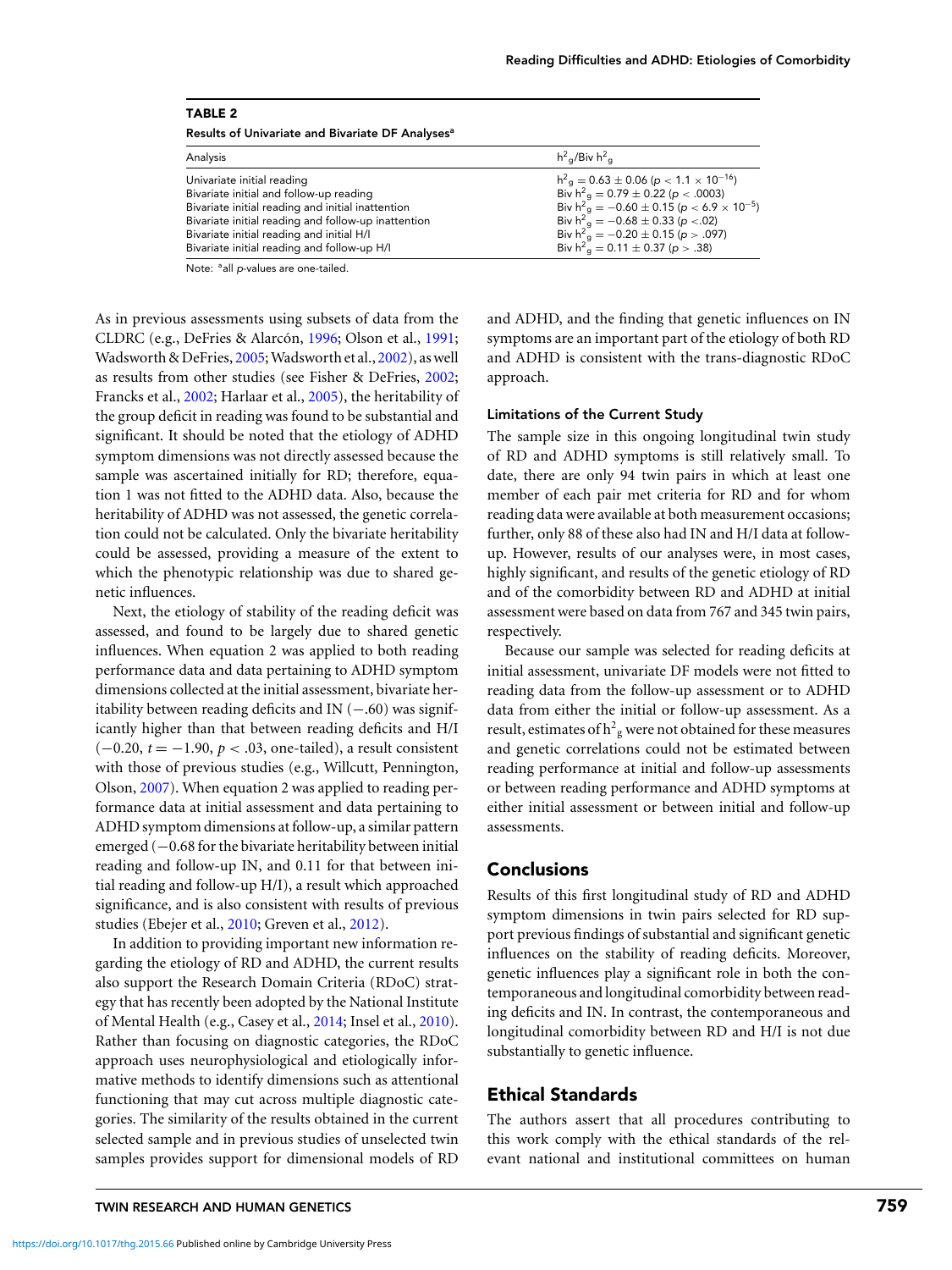**TABLE 2**

Results of Univariate and Bivariate DF Analyses[a]

| Analysis | $h^2_g$/Biv $h^2_g$ |
|---|---|
| Univariate initial reading | $h^2_g = 0.63 \pm 0.06$ ($p < 1.1 \times 10^{-16}$) |
| Bivariate initial and follow-up reading | Biv $h^2_g = 0.79 \pm 0.22$ ($p < .0003$) |
| Bivariate initial reading and initial inattention | Biv $h^2_g = -0.60 \pm 0.15$ ($p < 6.9 \times 10^{-5}$) |
| Bivariate initial reading and follow-up inattention | Biv $h^2_g = -0.68 \pm 0.33$ ($p < .02$) |
| Bivariate initial reading and initial H/I | Biv $h^2_g = -0.20 \pm 0.15$ ($p > .097$) |
| Bivariate initial reading and follow-up H/I | Biv $h^2_g = 0.11 \pm 0.37$ ($p > .38$) |

Note: [a]all *p*-values are one-tailed.

As in previous assessments using subsets of data from the CLDRC (e.g., DeFries & Alarcón, 1996; Olson et al., 1991; Wadsworth & DeFries, 2005; Wadsworth et al., 2002), as well as results from other studies (see Fisher & DeFries, 2002; Francks et al., 2002; Harlaar et al., 2005), the heritability of the group deficit in reading was found to be substantial and significant. It should be noted that the etiology of ADHD symptom dimensions was not directly assessed because the sample was ascertained initially for RD; therefore, equation 1 was not fitted to the ADHD data. Also, because the heritability of ADHD was not assessed, the genetic correlation could not be calculated. Only the bivariate heritability could be assessed, providing a measure of the extent to which the phenotypic relationship was due to shared genetic influences.

Next, the etiology of stability of the reading deficit was assessed, and found to be largely due to shared genetic influences. When equation 2 was applied to both reading performance data and data pertaining to ADHD symptom dimensions collected at the initial assessment, bivariate heritability between reading deficits and IN ($-.60$) was significantly higher than that between reading deficits and H/I ($-0.20$, $t = -1.90$, $p < .03$, one-tailed), a result consistent with those of previous studies (e.g., Willcutt, Pennington, Olson, 2007). When equation 2 was applied to reading performance data at initial assessment and data pertaining to ADHD symptom dimensions at follow-up, a similar pattern emerged ($-0.68$ for the bivariate heritability between initial reading and follow-up IN, and 0.11 for that between initial reading and follow-up H/I), a result which approached significance, and is also consistent with results of previous studies (Ebejer et al., 2010; Greven et al., 2012).

In addition to providing important new information regarding the etiology of RD and ADHD, the current results also support the Research Domain Criteria (RDoC) strategy that has recently been adopted by the National Institute of Mental Health (e.g., Casey et al., 2014; Insel et al., 2010). Rather than focusing on diagnostic categories, the RDoC approach uses neurophysiological and etiologically informative methods to identify dimensions such as attentional functioning that may cut across multiple diagnostic categories. The similarity of the results obtained in the current selected sample and in previous studies of unselected twin samples provides support for dimensional models of RD and ADHD, and the finding that genetic influences on IN symptoms are an important part of the etiology of both RD and ADHD is consistent with the trans-diagnostic RDoC approach.

### Limitations of the Current Study

The sample size in this ongoing longitudinal twin study of RD and ADHD symptoms is still relatively small. To date, there are only 94 twin pairs in which at least one member of each pair met criteria for RD and for whom reading data were available at both measurement occasions; further, only 88 of these also had IN and H/I data at follow-up. However, results of our analyses were, in most cases, highly significant, and results of the genetic etiology of RD and of the comorbidity between RD and ADHD at initial assessment were based on data from 767 and 345 twin pairs, respectively.

Because our sample was selected for reading deficits at initial assessment, univariate DF models were not fitted to reading data from the follow-up assessment or to ADHD data from either the initial or follow-up assessment. As a result, estimates of $h^2_g$ were not obtained for these measures and genetic correlations could not be estimated between reading performance at initial and follow-up assessments or between reading performance and ADHD symptoms at either initial assessment or between initial and follow-up assessments.

## Conclusions

Results of this first longitudinal study of RD and ADHD symptom dimensions in twin pairs selected for RD support previous findings of substantial and significant genetic influences on the stability of reading deficits. Moreover, genetic influences play a significant role in both the contemporaneous and longitudinal comorbidity between reading deficits and IN. In contrast, the contemporaneous and longitudinal comorbidity between RD and H/I is not due substantially to genetic influence.

## Ethical Standards

The authors assert that all procedures contributing to this work comply with the ethical standards of the relevant national and institutional committees on human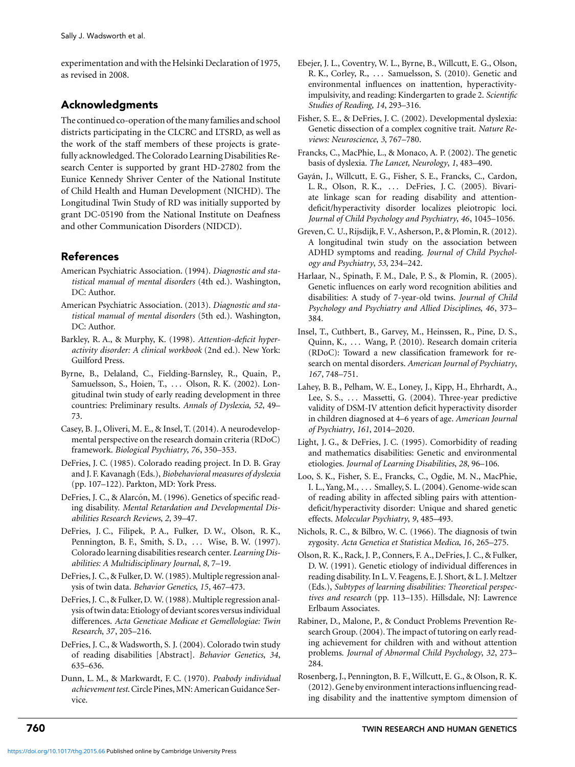experimentation and with the Helsinki Declaration of 1975, as revised in 2008.

## Acknowledgments

The continued co-operation of the many families and school districts participating in the CLCRC and LTSRD, as well as the work of the staff members of these projects is gratefully acknowledged. The Colorado Learning Disabilities Research Center is supported by grant HD-27802 from the Eunice Kennedy Shriver Center of the National Institute of Child Health and Human Development (NICHD). The Longitudinal Twin Study of RD was initially supported by grant DC-05190 from the National Institute on Deafness and other Communication Disorders (NIDCD).

## References

American Psychiatric Association. (1994). *Diagnostic and statistical manual of mental disorders* (4th ed.). Washington, DC: Author.

American Psychiatric Association. (2013). *Diagnostic and statistical manual of mental disorders* (5th ed.). Washington, DC: Author.

Barkley, R. A., & Murphy, K. (1998). *Attention-deficit hyperactivity disorder: A clinical workbook* (2nd ed.). New York: Guilford Press.

Byrne, B., Delaland, C., Fielding-Barnsley, R., Quain, P., Samuelsson, S., Hoien, T., ... Olson, R. K. (2002). Longitudinal twin study of early reading development in three countries: Preliminary results. *Annals of Dyslexia*, *52*, 49–73.

Casey, B. J., Oliveri, M. E., & Insel, T. (2014). A neurodevelopmental perspective on the research domain criteria (RDoC) framework. *Biological Psychiatry*, *76*, 350–353.

DeFries, J. C. (1985). Colorado reading project. In D. B. Gray and J. F. Kavanagh (Eds.), *Biobehavioral measures of dyslexia* (pp. 107–122). Parkton, MD: York Press.

DeFries, J. C., & Alarcón, M. (1996). Genetics of specific reading disability. *Mental Retardation and Developmental Disabilities Research Reviews*, *2*, 39–47.

DeFries, J. C., Filipek, P. A., Fulker, D. W., Olson, R. K., Pennington, B. F., Smith, S. D., ... Wise, B. W. (1997). Colorado learning disabilities research center. *Learning Disabilities: A Multidisciplinary Journal*, *8*, 7–19.

DeFries, J. C., & Fulker, D. W. (1985). Multiple regression analysis of twin data. *Behavior Genetics*, *15*, 467–473.

DeFries, J. C., & Fulker, D. W. (1988). Multiple regression analysis of twin data: Etiology of deviant scores versus individual differences. *Acta Geneticae Medicae et Gemellologiae: Twin Research*, *37*, 205–216.

DeFries, J. C., & Wadsworth, S. J. (2004). Colorado twin study of reading disabilities [Abstract]. *Behavior Genetics*, *34*, 635–636.

Dunn, L. M., & Markwardt, F. C. (1970). *Peabody individual achievement test*. Circle Pines, MN: American Guidance Service.

Ebejer, J. L., Coventry, W. L., Byrne, B., Willcutt, E. G., Olson, R. K., Corley, R., ... Samuelsson, S. (2010). Genetic and environmental influences on inattention, hyperactivity-impulsivity, and reading: Kindergarten to grade 2. *Scientific Studies of Reading*, *14*, 293–316.

Fisher, S. E., & DeFries, J. C. (2002). Developmental dyslexia: Genetic dissection of a complex cognitive trait. *Nature Reviews: Neuroscience*, *3*, 767–780.

Francks, C., MacPhie, L., & Monaco, A. P. (2002). The genetic basis of dyslexia. *The Lancet, Neurology*, *1*, 483–490.

Gayán, J., Willcutt, E. G., Fisher, S. E., Francks, C., Cardon, L. R., Olson, R. K., ... DeFries, J. C. (2005). Bivariate linkage scan for reading disability and attention-deficit/hyperactivity disorder localizes pleiotropic loci. *Journal of Child Psychology and Psychiatry*, *46*, 1045–1056.

Greven, C. U., Rijsdijk, F. V., Asherson, P., & Plomin, R. (2012). A longitudinal twin study on the association between ADHD symptoms and reading. *Journal of Child Psychology and Psychiatry*, *53*, 234–242.

Harlaar, N., Spinath, F. M., Dale, P. S., & Plomin, R. (2005). Genetic influences on early word recognition abilities and disabilities: A study of 7-year-old twins. *Journal of Child Psychology and Psychiatry and Allied Disciplines*, *46*, 373–384.

Insel, T., Cuthbert, B., Garvey, M., Heinssen, R., Pine, D. S., Quinn, K., ... Wang, P. (2010). Research domain criteria (RDoC): Toward a new classification framework for research on mental disorders. *American Journal of Psychiatry*, *167*, 748–751.

Lahey, B. B., Pelham, W. E., Loney, J., Kipp, H., Ehrhardt, A., Lee, S. S., ... Massetti, G. (2004). Three-year predictive validity of DSM-IV attention deficit hyperactivity disorder in children diagnosed at 4–6 years of age. *American Journal of Psychiatry*, *161*, 2014–2020.

Light, J. G., & DeFries, J. C. (1995). Comorbidity of reading and mathematics disabilities: Genetic and environmental etiologies. *Journal of Learning Disabilities*, *28*, 96–106.

Loo, S. K., Fisher, S. E., Francks, C., Ogdie, M. N., MacPhie, I. L., Yang, M., ... Smalley, S. L. (2004). Genome-wide scan of reading ability in affected sibling pairs with attention-deficit/hyperactivity disorder: Unique and shared genetic effects. *Molecular Psychiatry*, *9*, 485–493.

Nichols, R. C., & Bilbro, W. C. (1966). The diagnosis of twin zygosity. *Acta Genetica et Statistica Medica*, *16*, 265–275.

Olson, R. K., Rack, J. P., Conners, F. A., DeFries, J. C., & Fulker, D. W. (1991). Genetic etiology of individual differences in reading disability. In L. V. Feagens, E. J. Short, & L. J. Meltzer (Eds.), *Subtypes of learning disabilities: Theoretical perspectives and research* (pp. 113–135). Hillsdale, NJ: Lawrence Erlbaum Associates.

Rabiner, D., Malone, P., & Conduct Problems Prevention Research Group. (2004). The impact of tutoring on early reading achievement for children with and without attention problems. *Journal of Abnormal Child Psychology*, *32*, 273–284.

Rosenberg, J., Pennington, B. F., Willcutt, E. G., & Olson, R. K. (2012). Gene by environment interactions influencing reading disability and the inattentive symptom dimension of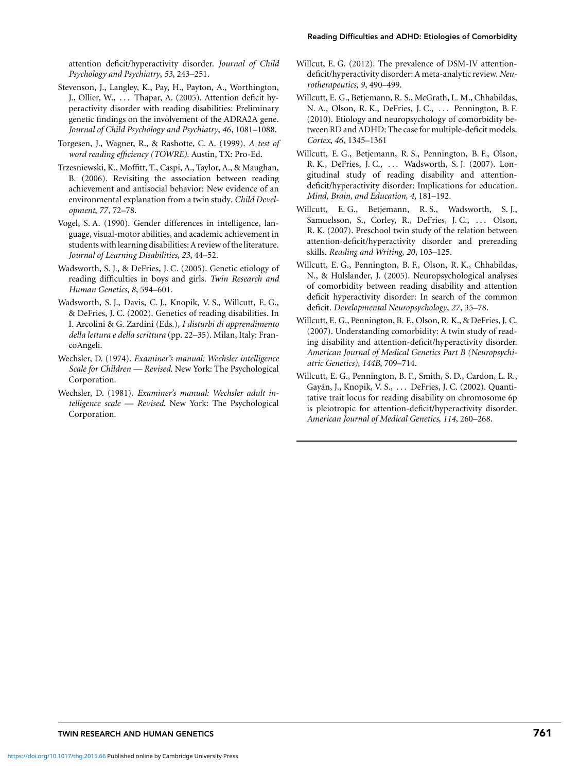attention deficit/hyperactivity disorder. *Journal of Child Psychology and Psychiatry*, *53*, 243–251.

Stevenson, J., Langley, K., Pay, H., Payton, A., Worthington, J., Ollier, W., ... Thapar, A. (2005). Attention deficit hyperactivity disorder with reading disabilities: Preliminary genetic findings on the involvement of the ADRA2A gene. *Journal of Child Psychology and Psychiatry*, *46*, 1081–1088.

Torgesen, J., Wagner, R., & Rashotte, C. A. (1999). *A test of word reading efficiency (TOWRE)*. Austin, TX: Pro-Ed.

Trzesniewski, K., Moffitt, T., Caspi, A., Taylor, A., & Maughan, B. (2006). Revisiting the association between reading achievement and antisocial behavior: New evidence of an environmental explanation from a twin study. *Child Development*, *77*, 72–78.

Vogel, S. A. (1990). Gender differences in intelligence, language, visual-motor abilities, and academic achievement in students with learning disabilities: A review of the literature. *Journal of Learning Disabilities*, *23*, 44–52.

Wadsworth, S. J., & DeFries, J. C. (2005). Genetic etiology of reading difficulties in boys and girls. *Twin Research and Human Genetics*, *8*, 594–601.

Wadsworth, S. J., Davis, C. J., Knopik, V. S., Willcutt, E. G., & DeFries, J. C. (2002). Genetics of reading disabilities. In I. Arcolini & G. Zardini (Eds.), *I disturbi di apprendimento della lettura e della scrittura* (pp. 22–35). Milan, Italy: FrancoAngeli.

Wechsler, D. (1974). *Examiner's manual: Wechsler intelligence Scale for Children — Revised*. New York: The Psychological Corporation.

Wechsler, D. (1981). *Examiner's manual: Wechsler adult intelligence scale — Revised*. New York: The Psychological Corporation.

Willcut, E. G. (2012). The prevalence of DSM-IV attention-deficit/hyperactivity disorder: A meta-analytic review. *Neurotherapeutics*, *9*, 490–499.

Willcutt, E. G., Betjemann, R. S., McGrath, L. M., Chhabildas, N. A., Olson, R. K., DeFries, J. C., ... Pennington, B. F. (2010). Etiology and neuropsychology of comorbidity between RD and ADHD: The case for multiple-deficit models. *Cortex*, *46*, 1345–1361

Willcutt, E. G., Betjemann, R. S., Pennington, B. F., Olson, R. K., DeFries, J. C., ... Wadsworth, S. J. (2007). Longitudinal study of reading disability and attention-deficit/hyperactivity disorder: Implications for education. *Mind, Brain, and Education*, *4*, 181–192.

Willcutt, E. G., Betjemann, R. S., Wadsworth, S. J., Samuelsson, S., Corley, R., DeFries, J. C., ... Olson, R. K. (2007). Preschool twin study of the relation between attention-deficit/hyperactivity disorder and prereading skills. *Reading and Writing*, *20*, 103–125.

Willcutt, E. G., Pennington, B. F., Olson, R. K., Chhabildas, N., & Hulslander, J. (2005). Neuropsychological analyses of comorbidity between reading disability and attention deficit hyperactivity disorder: In search of the common deficit. *Developmental Neuropsychology*, *27*, 35–78.

Willcutt, E. G., Pennington, B. F., Olson, R. K., & DeFries, J. C. (2007). Understanding comorbidity: A twin study of reading disability and attention-deficit/hyperactivity disorder. *American Journal of Medical Genetics Part B (Neuropsychiatric Genetics)*, *144B*, 709–714.

Willcutt, E. G., Pennington, B. F., Smith, S. D., Cardon, L. R., Gayán, J., Knopik, V. S., ... DeFries, J. C. (2002). Quantitative trait locus for reading disability on chromosome 6p is pleiotropic for attention-deficit/hyperactivity disorder. *American Journal of Medical Genetics*, *114*, 260–268.